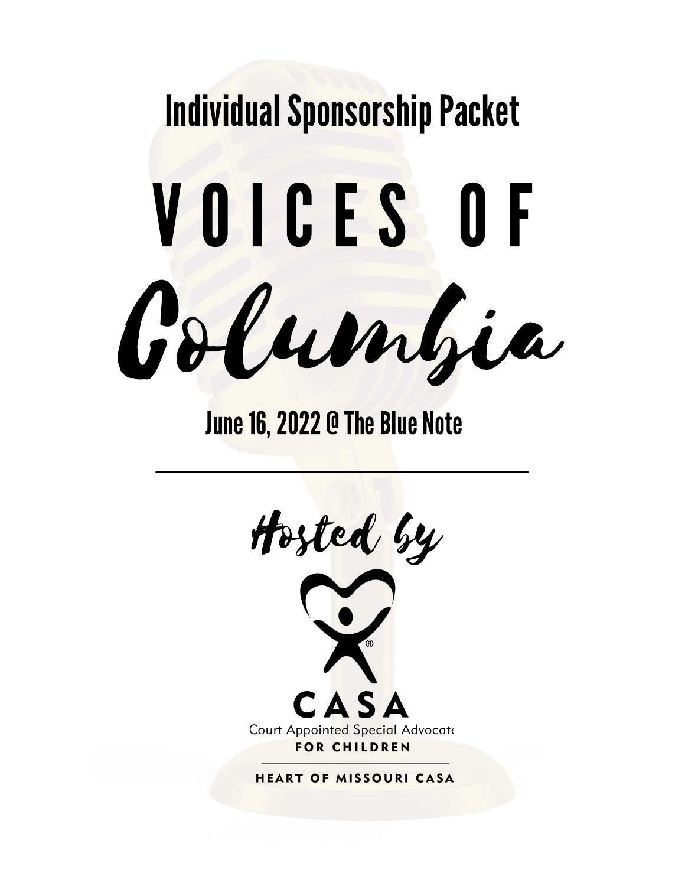# Individual Sponsorship Packet

# VOICES OF Columbia

## June 16, 2022 @ The Blue Note

---

Hosted by

CASA

Court Appointed Special Advocate

FOR CHILDREN

HEART OF MISSOURI CASA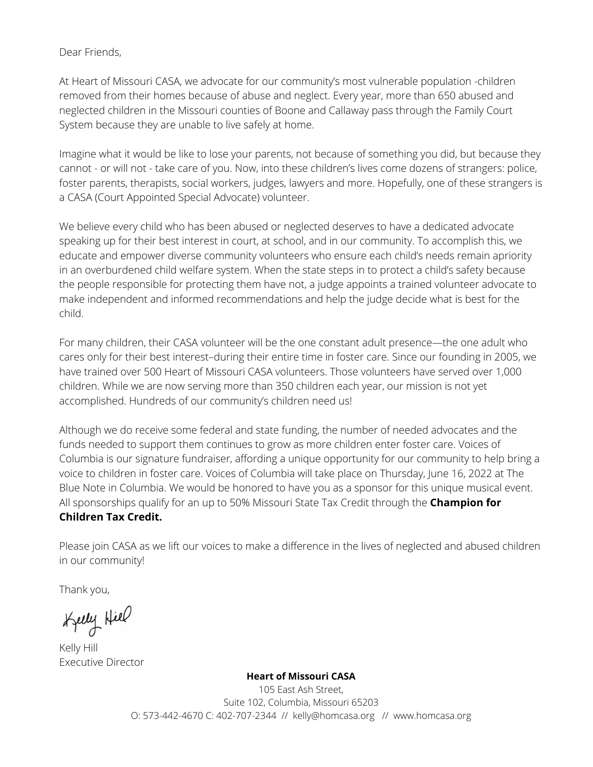Dear Friends,

At Heart of Missouri CASA, we advocate for our community's most vulnerable population -children removed from their homes because of abuse and neglect. Every year, more than 650 abused and neglected children in the Missouri counties of Boone and Callaway pass through the Family Court System because they are unable to live safely at home.

Imagine what it would be like to lose your parents, not because of something you did, but because they cannot - or will not - take care of you. Now, into these children's lives come dozens of strangers: police, foster parents, therapists, social workers, judges, lawyers and more. Hopefully, one of these strangers is a CASA (Court Appointed Special Advocate) volunteer.

We believe every child who has been abused or neglected deserves to have a dedicated advocate speaking up for their best interest in court, at school, and in our community. To accomplish this, we educate and empower diverse community volunteers who ensure each child's needs remain apriority in an overburdened child welfare system. When the state steps in to protect a child's safety because the people responsible for protecting them have not, a judge appoints a trained volunteer advocate to make independent and informed recommendations and help the judge decide what is best for the child.

For many children, their CASA volunteer will be the one constant adult presence—the one adult who cares only for their best interest–during their entire time in foster care. Since our founding in 2005, we have trained over 500 Heart of Missouri CASA volunteers. Those volunteers have served over 1,000 children. While we are now serving more than 350 children each year, our mission is not yet accomplished. Hundreds of our community's children need us!

Although we do receive some federal and state funding, the number of needed advocates and the funds needed to support them continues to grow as more children enter foster care. Voices of Columbia is our signature fundraiser, affording a unique opportunity for our community to help bring a voice to children in foster care. Voices of Columbia will take place on Thursday, June 16, 2022 at The Blue Note in Columbia. We would be honored to have you as a sponsor for this unique musical event. All sponsorships qualify for an up to 50% Missouri State Tax Credit through the **Champion for Children Tax Credit.**

Please join CASA as we lift our voices to make a difference in the lives of neglected and abused children in our community!

Thank you,

Kelly Hill

Kelly Hill
Executive Director

**Heart of Missouri CASA**
105 East Ash Street,
Suite 102, Columbia, Missouri 65203
O: 573-442-4670 C: 402-707-2344 // kelly@homcasa.org // www.homcasa.org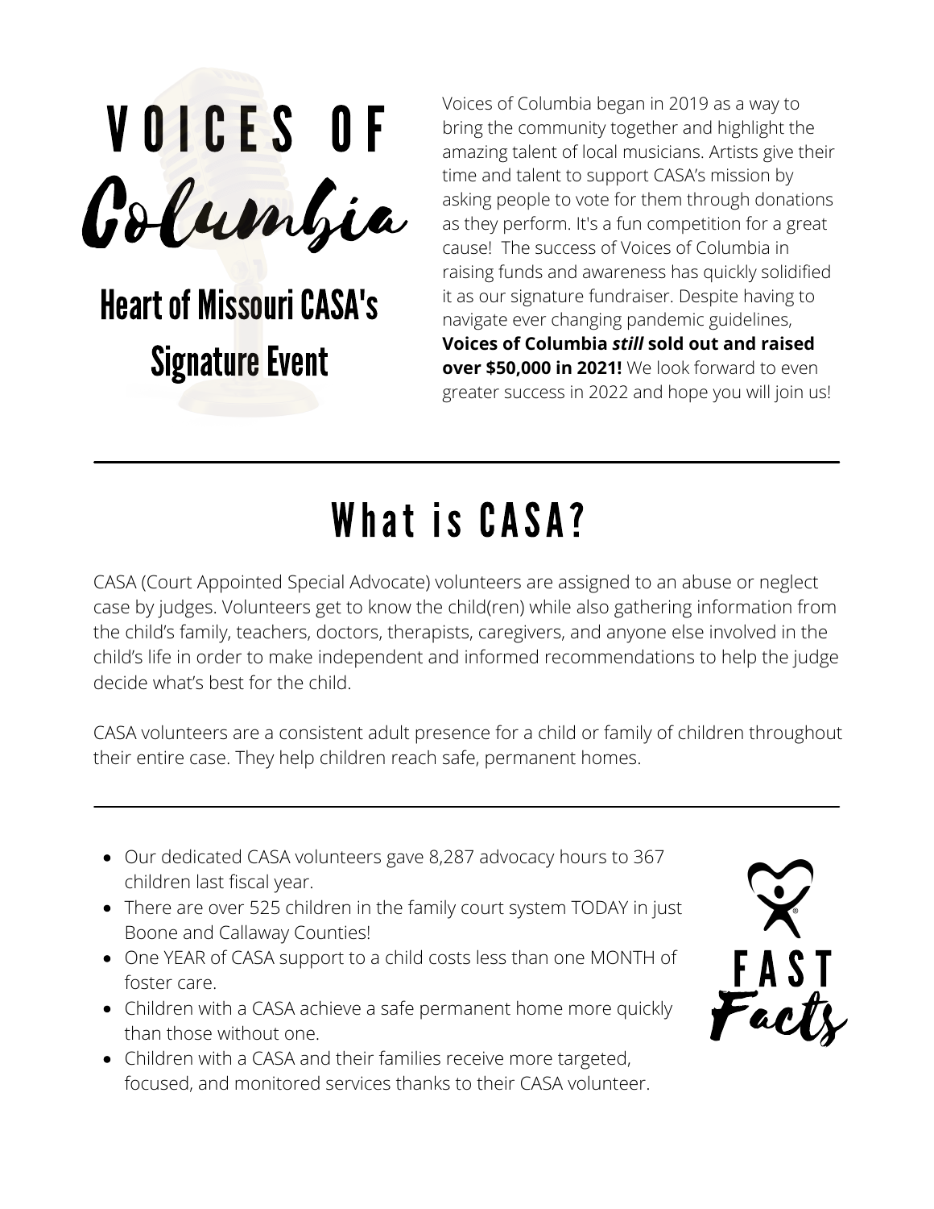# VOICES OF Columbia

## Heart of Missouri CASA's Signature Event

Voices of Columbia began in 2019 as a way to bring the community together and highlight the amazing talent of local musicians. Artists give their time and talent to support CASA's mission by asking people to vote for them through donations as they perform. It's a fun competition for a great cause! The success of Voices of Columbia in raising funds and awareness has quickly solidified it as our signature fundraiser. Despite having to navigate ever changing pandemic guidelines, **Voices of Columbia *still* sold out and raised over $50,000 in 2021!** We look forward to even greater success in 2022 and hope you will join us!

---

# What is CASA?

CASA (Court Appointed Special Advocate) volunteers are assigned to an abuse or neglect case by judges. Volunteers get to know the child(ren) while also gathering information from the child's family, teachers, doctors, therapists, caregivers, and anyone else involved in the child's life in order to make independent and informed recommendations to help the judge decide what's best for the child.

CASA volunteers are a consistent adult presence for a child or family of children throughout their entire case. They help children reach safe, permanent homes.

---

## FAST Facts

- Our dedicated CASA volunteers gave 8,287 advocacy hours to 367 children last fiscal year.
- There are over 525 children in the family court system TODAY in just Boone and Callaway Counties!
- One YEAR of CASA support to a child costs less than one MONTH of foster care.
- Children with a CASA achieve a safe permanent home more quickly than those without one.
- Children with a CASA and their families receive more targeted, focused, and monitored services thanks to their CASA volunteer.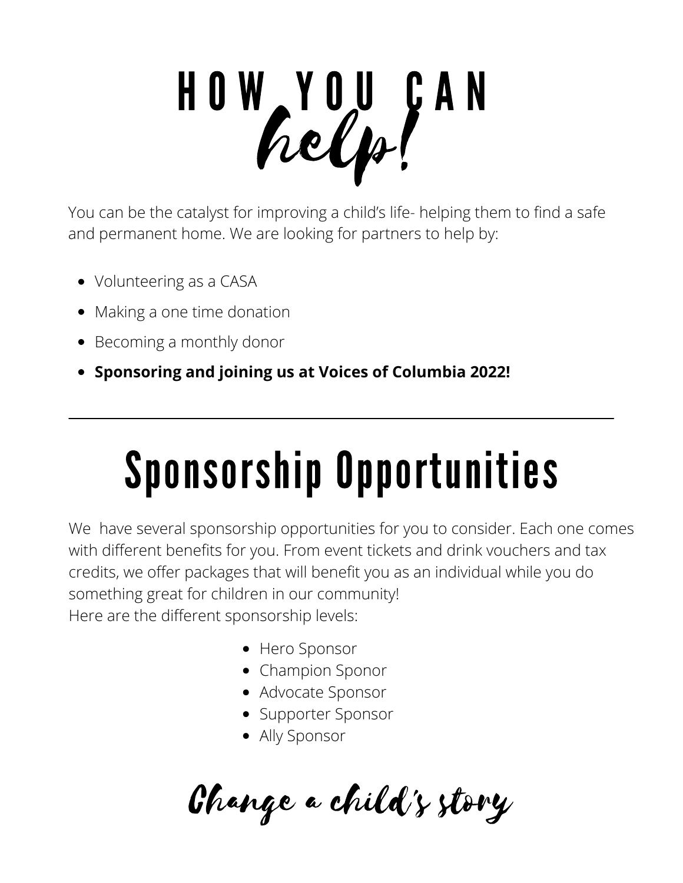# HOW YOU CAN *help!*

You can be the catalyst for improving a child's life- helping them to find a safe and permanent home. We are looking for partners to help by:

- Volunteering as a CASA
- Making a one time donation
- Becoming a monthly donor
- **Sponsoring and joining us at Voices of Columbia 2022!**

---

# Sponsorship Opportunities

We have several sponsorship opportunities for you to consider. Each one comes with different benefits for you. From event tickets and drink vouchers and tax credits, we offer packages that will benefit you as an individual while you do something great for children in our community!
Here are the different sponsorship levels:

- Hero Sponsor
- Champion Sponor
- Advocate Sponsor
- Supporter Sponsor
- Ally Sponsor

*Change a child's story*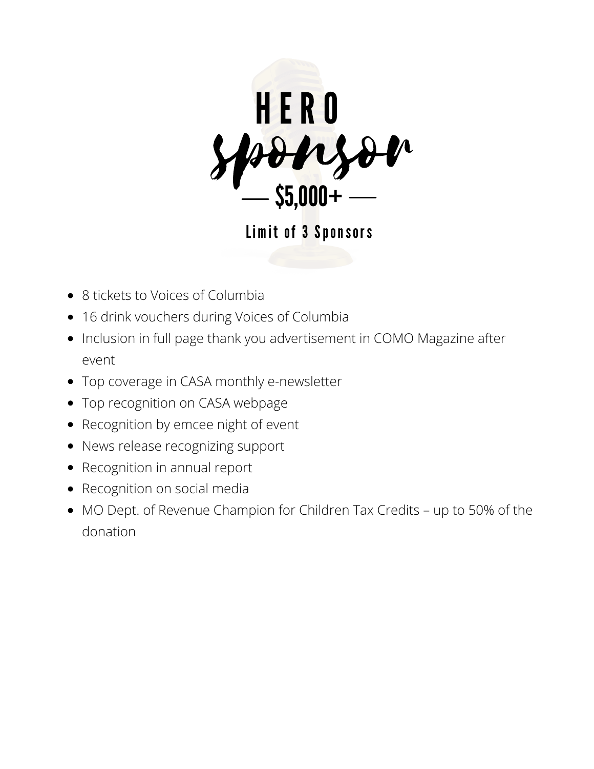# HERO Sponsor

## — $5,000+ —

### Limit of 3 Sponsors

- 8 tickets to Voices of Columbia
- 16 drink vouchers during Voices of Columbia
- Inclusion in full page thank you advertisement in COMO Magazine after event
- Top coverage in CASA monthly e-newsletter
- Top recognition on CASA webpage
- Recognition by emcee night of event
- News release recognizing support
- Recognition in annual report
- Recognition on social media
- MO Dept. of Revenue Champion for Children Tax Credits – up to 50% of the donation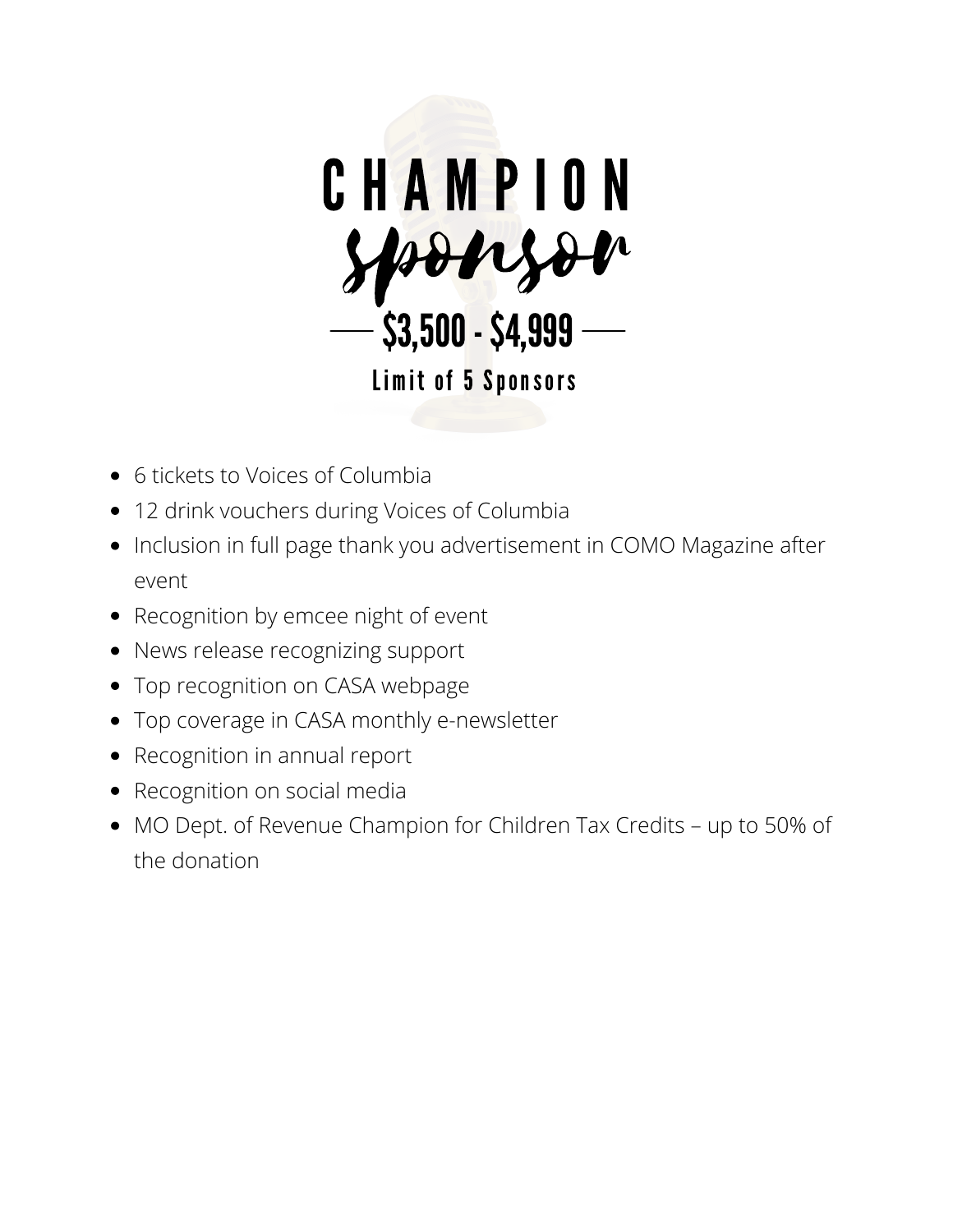# CHAMPION *sponsor*

## — $3,500 - $4,999 —

**Limit of 5 Sponsors**

- 6 tickets to Voices of Columbia
- 12 drink vouchers during Voices of Columbia
- Inclusion in full page thank you advertisement in COMO Magazine after event
- Recognition by emcee night of event
- News release recognizing support
- Top recognition on CASA webpage
- Top coverage in CASA monthly e-newsletter
- Recognition in annual report
- Recognition on social media
- MO Dept. of Revenue Champion for Children Tax Credits – up to 50% of the donation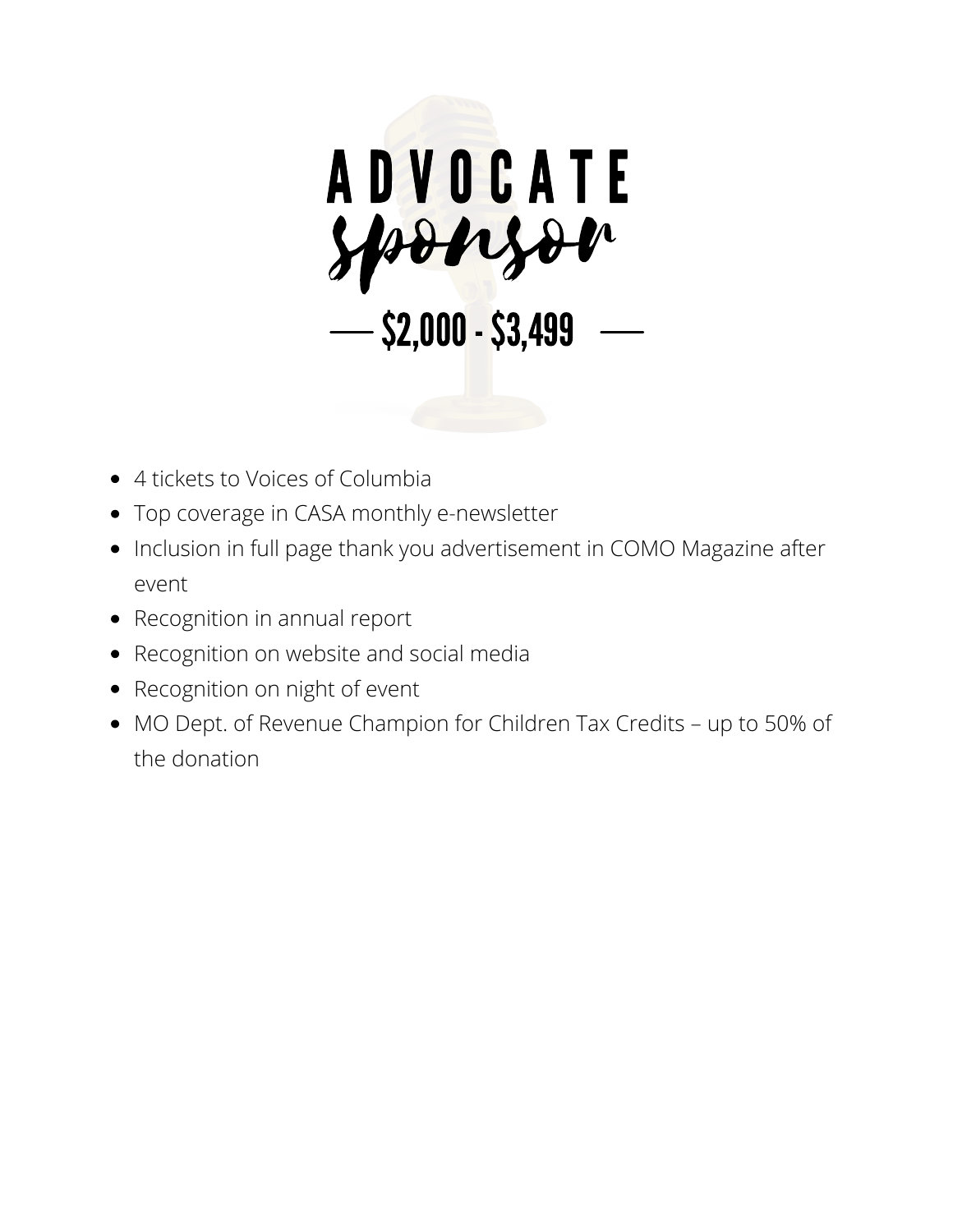# ADVOCATE *sponsor*

## — $2,000 - $3,499 —

- 4 tickets to Voices of Columbia
- Top coverage in CASA monthly e-newsletter
- Inclusion in full page thank you advertisement in COMO Magazine after event
- Recognition in annual report
- Recognition on website and social media
- Recognition on night of event
- MO Dept. of Revenue Champion for Children Tax Credits – up to 50% of the donation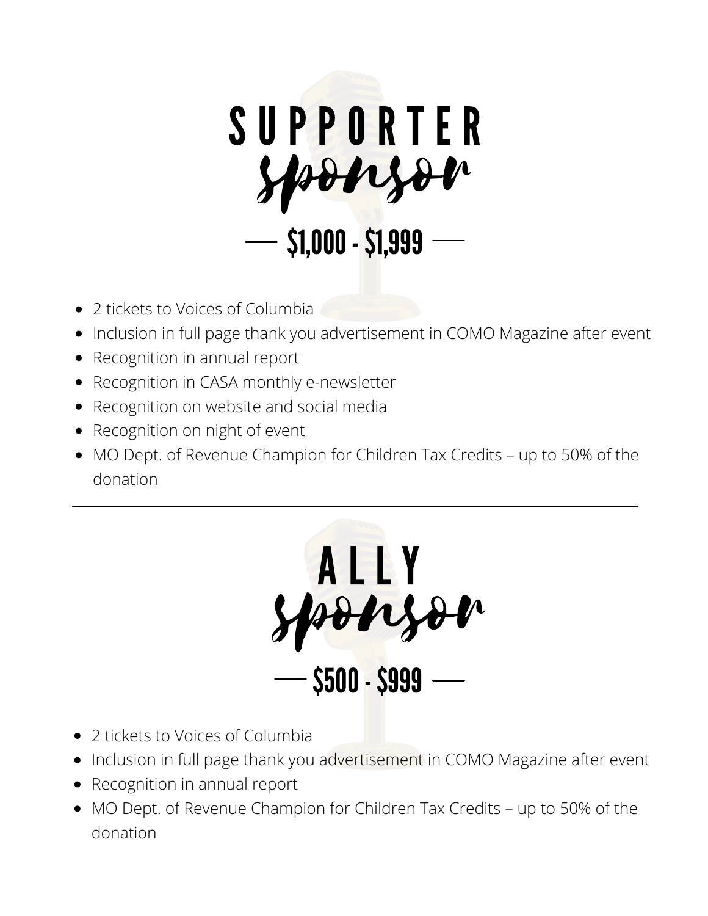# SUPPORTER *sponsor*

## — $1,000 - $1,999 —

- 2 tickets to Voices of Columbia
- Inclusion in full page thank you advertisement in COMO Magazine after event
- Recognition in annual report
- Recognition in CASA monthly e-newsletter
- Recognition on website and social media
- Recognition on night of event
- MO Dept. of Revenue Champion for Children Tax Credits – up to 50% of the donation

---

# ALLY *sponsor*

## — $500 - $999 —

- 2 tickets to Voices of Columbia
- Inclusion in full page thank you advertisement in COMO Magazine after event
- Recognition in annual report
- MO Dept. of Revenue Champion for Children Tax Credits – up to 50% of the donation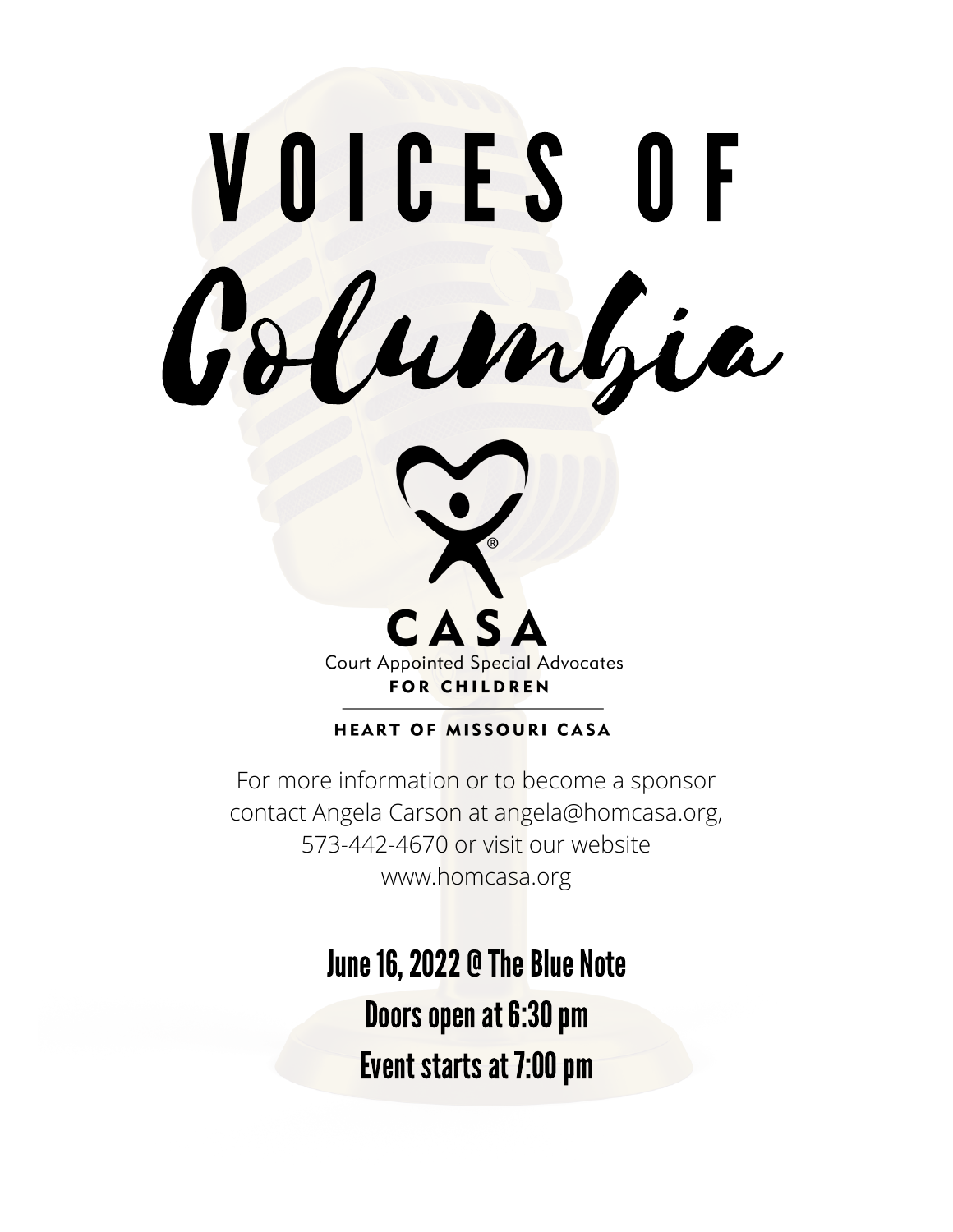# VOICES OF Columbia

CASA

Court Appointed Special Advocates

**FOR CHILDREN**

**HEART OF MISSOURI CASA**

For more information or to become a sponsor contact Angela Carson at angela@homcasa.org, 573-442-4670 or visit our website www.homcasa.org

**June 16, 2022 @ The Blue Note**

**Doors open at 6:30 pm**

**Event starts at 7:00 pm**